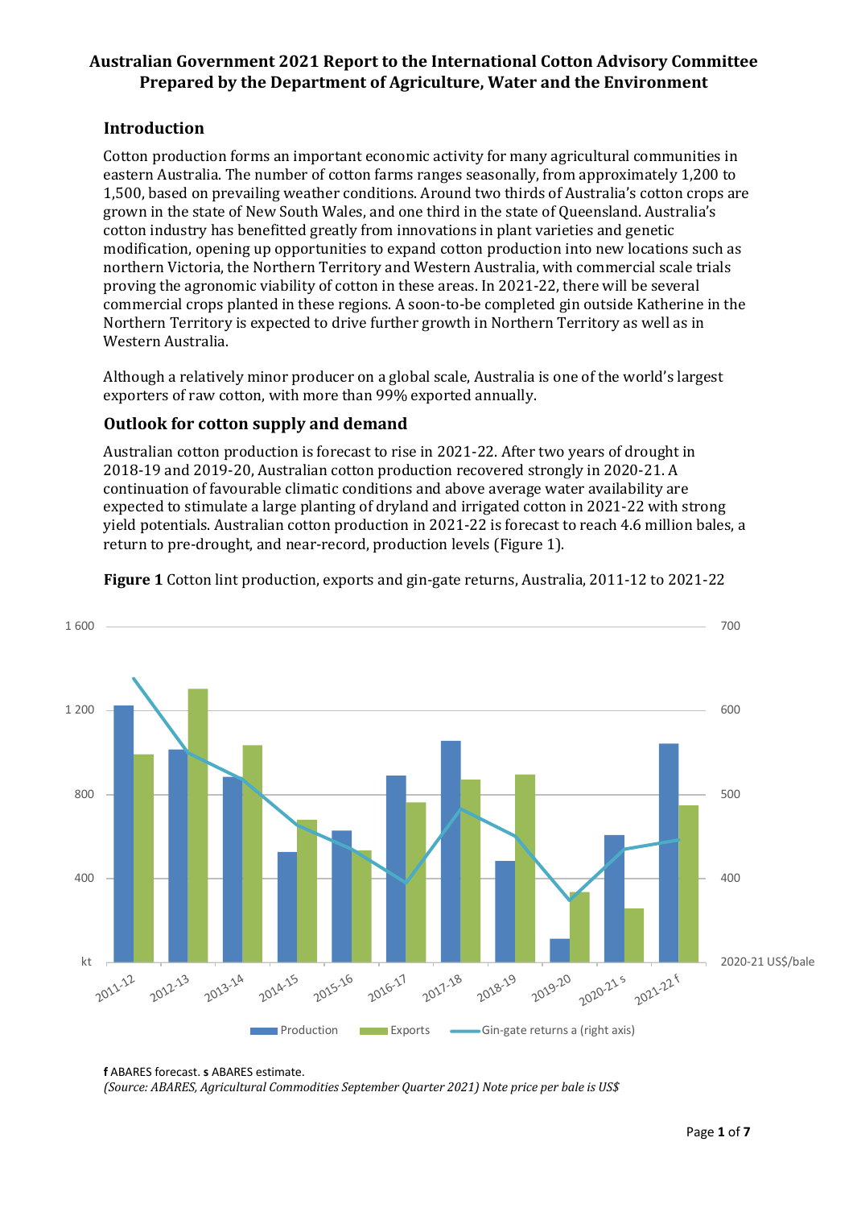# Australian Government 2021 Report to the International Cotton Advisory Committee
## Prepared by the Department of Agriculture, Water and the Environment

## Introduction

Cotton production forms an important economic activity for many agricultural communities in eastern Australia. The number of cotton farms ranges seasonally, from approximately 1,200 to 1,500, based on prevailing weather conditions. Around two thirds of Australia's cotton crops are grown in the state of New South Wales, and one third in the state of Queensland. Australia's cotton industry has benefitted greatly from innovations in plant varieties and genetic modification, opening up opportunities to expand cotton production into new locations such as northern Victoria, the Northern Territory and Western Australia, with commercial scale trials proving the agronomic viability of cotton in these areas. In 2021-22, there will be several commercial crops planted in these regions. A soon-to-be completed gin outside Katherine in the Northern Territory is expected to drive further growth in Northern Territory as well as in Western Australia.

Although a relatively minor producer on a global scale, Australia is one of the world's largest exporters of raw cotton, with more than 99% exported annually.

## Outlook for cotton supply and demand

Australian cotton production is forecast to rise in 2021-22. After two years of drought in 2018-19 and 2019-20, Australian cotton production recovered strongly in 2020-21. A continuation of favourable climatic conditions and above average water availability are expected to stimulate a large planting of dryland and irrigated cotton in 2021-22 with strong yield potentials. Australian cotton production in 2021-22 is forecast to reach 4.6 million bales, a return to pre-drought, and near-record, production levels (Figure 1).

**Figure 1** Cotton lint production, exports and gin-gate returns, Australia, 2011-12 to 2021-22

**f** ABARES forecast. **s** ABARES estimate.
*(Source: ABARES, Agricultural Commodities September Quarter 2021) Note price per bale is US$*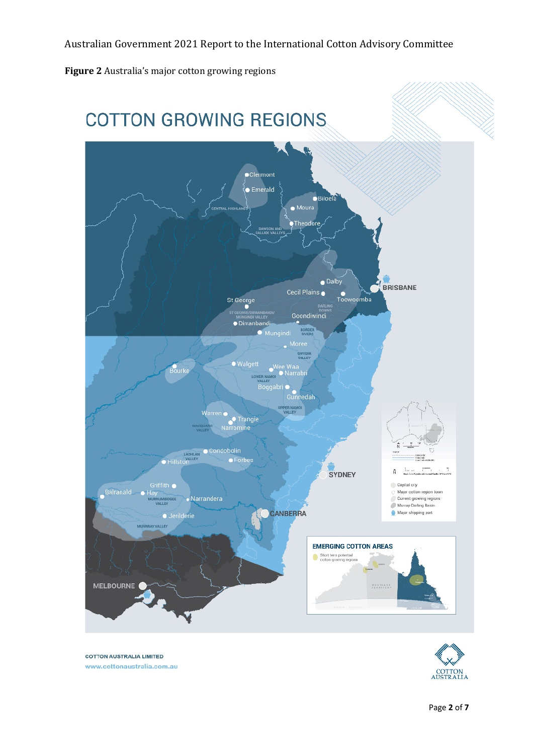**Figure 2** Australia's major cotton growing regions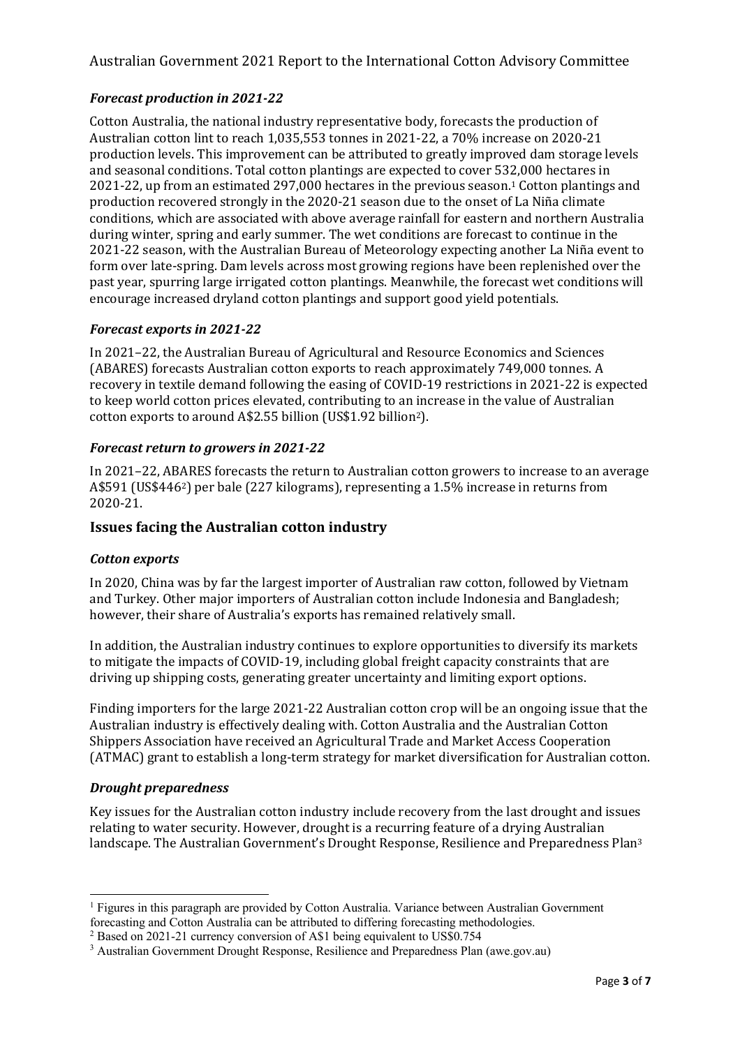### *Forecast production in 2021-22*

Cotton Australia, the national industry representative body, forecasts the production of Australian cotton lint to reach 1,035,553 tonnes in 2021-22, a 70% increase on 2020-21 production levels. This improvement can be attributed to greatly improved dam storage levels and seasonal conditions. Total cotton plantings are expected to cover 532,000 hectares in 2021-22, up from an estimated 297,000 hectares in the previous season.[1] Cotton plantings and production recovered strongly in the 2020-21 season due to the onset of La Niña climate conditions, which are associated with above average rainfall for eastern and northern Australia during winter, spring and early summer. The wet conditions are forecast to continue in the 2021-22 season, with the Australian Bureau of Meteorology expecting another La Niña event to form over late-spring. Dam levels across most growing regions have been replenished over the past year, spurring large irrigated cotton plantings. Meanwhile, the forecast wet conditions will encourage increased dryland cotton plantings and support good yield potentials.

### *Forecast exports in 2021-22*

In 2021–22, the Australian Bureau of Agricultural and Resource Economics and Sciences (ABARES) forecasts Australian cotton exports to reach approximately 749,000 tonnes. A recovery in textile demand following the easing of COVID-19 restrictions in 2021-22 is expected to keep world cotton prices elevated, contributing to an increase in the value of Australian cotton exports to around A$2.55 billion (US$1.92 billion[2]).

### *Forecast return to growers in 2021-22*

In 2021–22, ABARES forecasts the return to Australian cotton growers to increase to an average A$591 (US$446[2]) per bale (227 kilograms), representing a 1.5% increase in returns from 2020-21.

## Issues facing the Australian cotton industry

### *Cotton exports*

In 2020, China was by far the largest importer of Australian raw cotton, followed by Vietnam and Turkey. Other major importers of Australian cotton include Indonesia and Bangladesh; however, their share of Australia's exports has remained relatively small.

In addition, the Australian industry continues to explore opportunities to diversify its markets to mitigate the impacts of COVID-19, including global freight capacity constraints that are driving up shipping costs, generating greater uncertainty and limiting export options.

Finding importers for the large 2021-22 Australian cotton crop will be an ongoing issue that the Australian industry is effectively dealing with. Cotton Australia and the Australian Cotton Shippers Association have received an Agricultural Trade and Market Access Cooperation (ATMAC) grant to establish a long-term strategy for market diversification for Australian cotton.

### *Drought preparedness*

Key issues for the Australian cotton industry include recovery from the last drought and issues relating to water security. However, drought is a recurring feature of a drying Australian landscape. The Australian Government's Drought Response, Resilience and Preparedness Plan[3]

---

[1] Figures in this paragraph are provided by Cotton Australia. Variance between Australian Government forecasting and Cotton Australia can be attributed to differing forecasting methodologies.

[2] Based on 2021-21 currency conversion of A$1 being equivalent to US$0.754

[3] Australian Government Drought Response, Resilience and Preparedness Plan (awe.gov.au)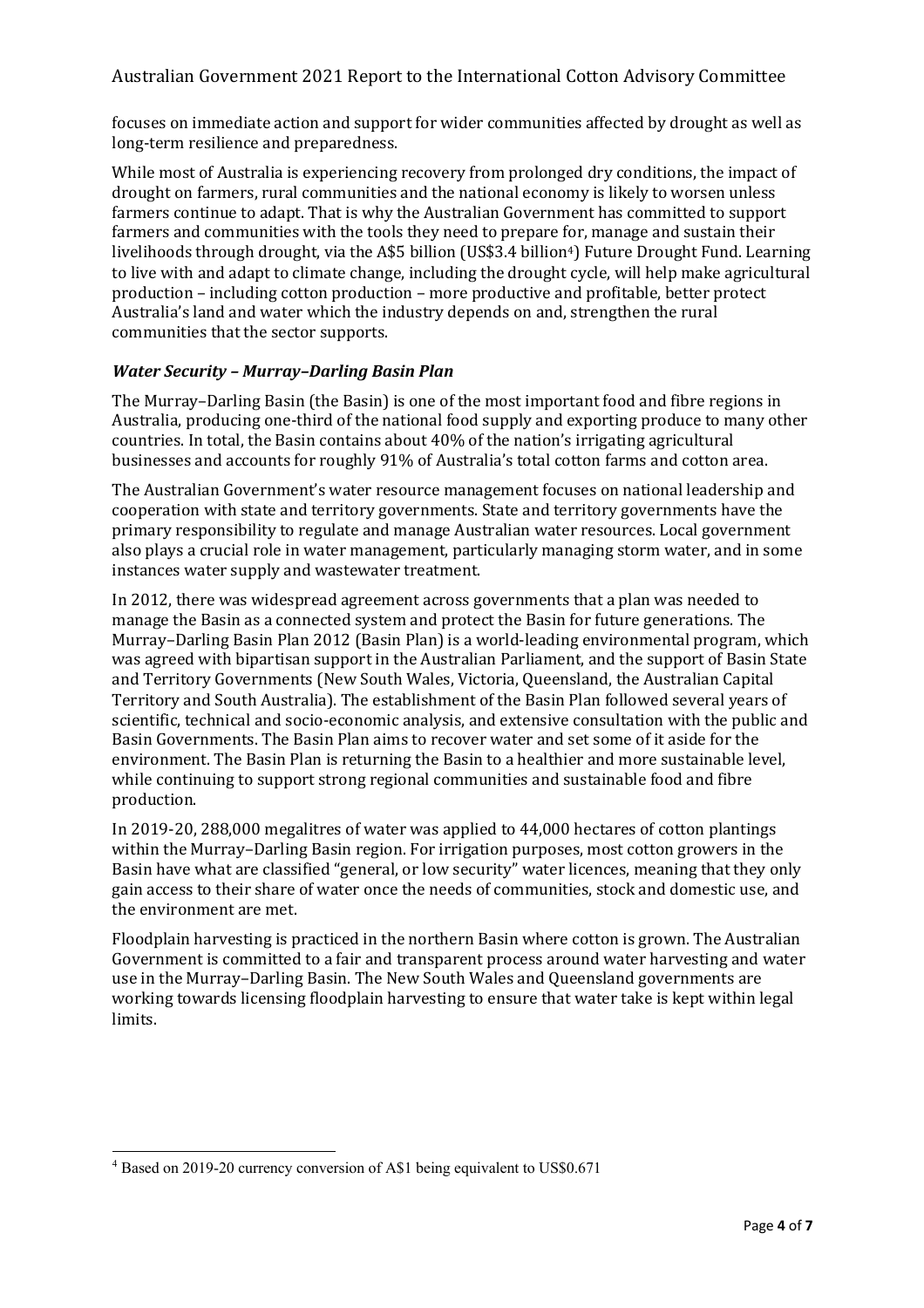focuses on immediate action and support for wider communities affected by drought as well as long-term resilience and preparedness.

While most of Australia is experiencing recovery from prolonged dry conditions, the impact of drought on farmers, rural communities and the national economy is likely to worsen unless farmers continue to adapt. That is why the Australian Government has committed to support farmers and communities with the tools they need to prepare for, manage and sustain their livelihoods through drought, via the A$5 billion (US$3.4 billion[4]) Future Drought Fund. Learning to live with and adapt to climate change, including the drought cycle, will help make agricultural production – including cotton production – more productive and profitable, better protect Australia's land and water which the industry depends on and, strengthen the rural communities that the sector supports.

### *Water Security – Murray–Darling Basin Plan*

The Murray–Darling Basin (the Basin) is one of the most important food and fibre regions in Australia, producing one-third of the national food supply and exporting produce to many other countries. In total, the Basin contains about 40% of the nation's irrigating agricultural businesses and accounts for roughly 91% of Australia's total cotton farms and cotton area.

The Australian Government's water resource management focuses on national leadership and cooperation with state and territory governments. State and territory governments have the primary responsibility to regulate and manage Australian water resources. Local government also plays a crucial role in water management, particularly managing storm water, and in some instances water supply and wastewater treatment.

In 2012, there was widespread agreement across governments that a plan was needed to manage the Basin as a connected system and protect the Basin for future generations. The Murray–Darling Basin Plan 2012 (Basin Plan) is a world-leading environmental program, which was agreed with bipartisan support in the Australian Parliament, and the support of Basin State and Territory Governments (New South Wales, Victoria, Queensland, the Australian Capital Territory and South Australia). The establishment of the Basin Plan followed several years of scientific, technical and socio-economic analysis, and extensive consultation with the public and Basin Governments. The Basin Plan aims to recover water and set some of it aside for the environment. The Basin Plan is returning the Basin to a healthier and more sustainable level, while continuing to support strong regional communities and sustainable food and fibre production.

In 2019-20, 288,000 megalitres of water was applied to 44,000 hectares of cotton plantings within the Murray–Darling Basin region. For irrigation purposes, most cotton growers in the Basin have what are classified "general, or low security" water licences, meaning that they only gain access to their share of water once the needs of communities, stock and domestic use, and the environment are met.

Floodplain harvesting is practiced in the northern Basin where cotton is grown. The Australian Government is committed to a fair and transparent process around water harvesting and water use in the Murray–Darling Basin. The New South Wales and Queensland governments are working towards licensing floodplain harvesting to ensure that water take is kept within legal limits.

---

[4] Based on 2019-20 currency conversion of A$1 being equivalent to US$0.671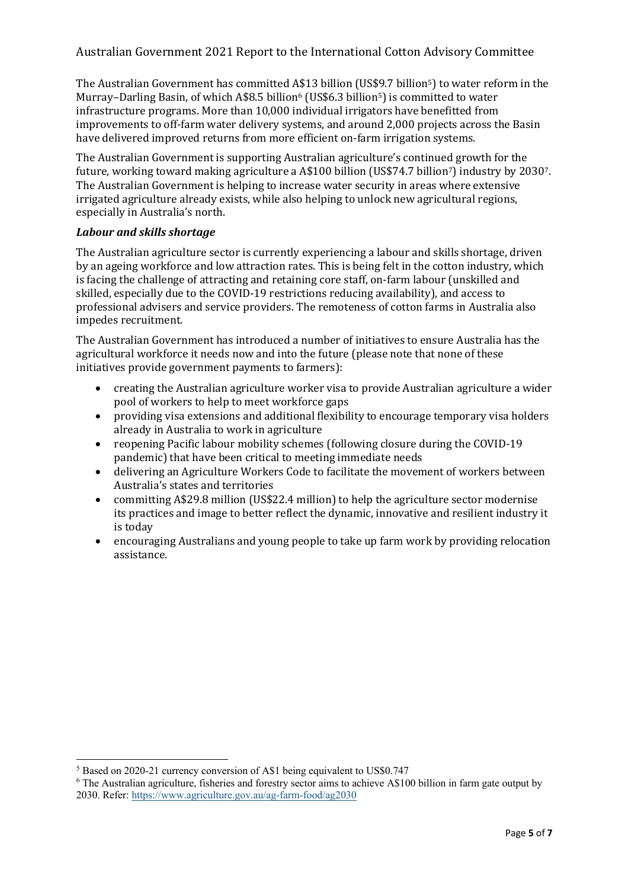The Australian Government has committed A$13 billion (US$9.7 billion[5]) to water reform in the Murray–Darling Basin, of which A$8.5 billion[6] (US$6.3 billion[5]) is committed to water infrastructure programs. More than 10,000 individual irrigators have benefitted from improvements to off-farm water delivery systems, and around 2,000 projects across the Basin have delivered improved returns from more efficient on-farm irrigation systems.

The Australian Government is supporting Australian agriculture's continued growth for the future, working toward making agriculture a A$100 billion (US$74.7 billion[7]) industry by 2030[7]. The Australian Government is helping to increase water security in areas where extensive irrigated agriculture already exists, while also helping to unlock new agricultural regions, especially in Australia's north.

### *Labour and skills shortage*

The Australian agriculture sector is currently experiencing a labour and skills shortage, driven by an ageing workforce and low attraction rates. This is being felt in the cotton industry, which is facing the challenge of attracting and retaining core staff, on-farm labour (unskilled and skilled, especially due to the COVID-19 restrictions reducing availability), and access to professional advisers and service providers. The remoteness of cotton farms in Australia also impedes recruitment.

The Australian Government has introduced a number of initiatives to ensure Australia has the agricultural workforce it needs now and into the future (please note that none of these initiatives provide government payments to farmers):

- creating the Australian agriculture worker visa to provide Australian agriculture a wider pool of workers to help to meet workforce gaps
- providing visa extensions and additional flexibility to encourage temporary visa holders already in Australia to work in agriculture
- reopening Pacific labour mobility schemes (following closure during the COVID-19 pandemic) that have been critical to meeting immediate needs
- delivering an Agriculture Workers Code to facilitate the movement of workers between Australia's states and territories
- committing A$29.8 million (US$22.4 million) to help the agriculture sector modernise its practices and image to better reflect the dynamic, innovative and resilient industry it is today
- encouraging Australians and young people to take up farm work by providing relocation assistance.

---

[5] Based on 2020-21 currency conversion of A$1 being equivalent to US$0.747

[6] The Australian agriculture, fisheries and forestry sector aims to achieve A$100 billion in farm gate output by 2030. Refer: https://www.agriculture.gov.au/ag-farm-food/ag2030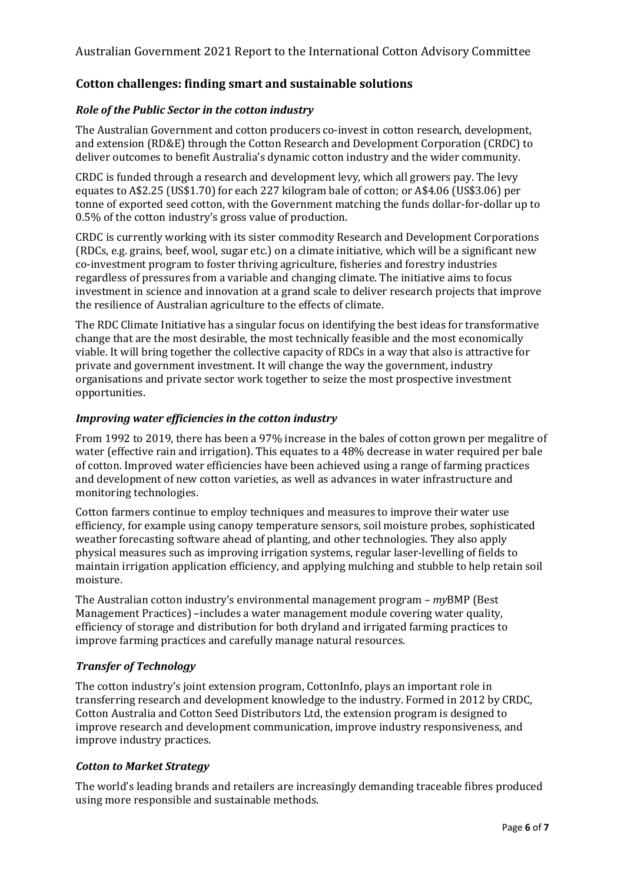## Cotton challenges: finding smart and sustainable solutions

### *Role of the Public Sector in the cotton industry*

The Australian Government and cotton producers co-invest in cotton research, development, and extension (RD&E) through the Cotton Research and Development Corporation (CRDC) to deliver outcomes to benefit Australia's dynamic cotton industry and the wider community.

CRDC is funded through a research and development levy, which all growers pay. The levy equates to A$2.25 (US$1.70) for each 227 kilogram bale of cotton; or A$4.06 (US$3.06) per tonne of exported seed cotton, with the Government matching the funds dollar-for-dollar up to 0.5% of the cotton industry's gross value of production.

CRDC is currently working with its sister commodity Research and Development Corporations (RDCs, e.g. grains, beef, wool, sugar etc.) on a climate initiative, which will be a significant new co-investment program to foster thriving agriculture, fisheries and forestry industries regardless of pressures from a variable and changing climate. The initiative aims to focus investment in science and innovation at a grand scale to deliver research projects that improve the resilience of Australian agriculture to the effects of climate.

The RDC Climate Initiative has a singular focus on identifying the best ideas for transformative change that are the most desirable, the most technically feasible and the most economically viable. It will bring together the collective capacity of RDCs in a way that also is attractive for private and government investment. It will change the way the government, industry organisations and private sector work together to seize the most prospective investment opportunities.

### *Improving water efficiencies in the cotton industry*

From 1992 to 2019, there has been a 97% increase in the bales of cotton grown per megalitre of water (effective rain and irrigation). This equates to a 48% decrease in water required per bale of cotton. Improved water efficiencies have been achieved using a range of farming practices and development of new cotton varieties, as well as advances in water infrastructure and monitoring technologies.

Cotton farmers continue to employ techniques and measures to improve their water use efficiency, for example using canopy temperature sensors, soil moisture probes, sophisticated weather forecasting software ahead of planting, and other technologies. They also apply physical measures such as improving irrigation systems, regular laser-levelling of fields to maintain irrigation application efficiency, and applying mulching and stubble to help retain soil moisture.

The Australian cotton industry's environmental management program – *my*BMP (Best Management Practices) –includes a water management module covering water quality, efficiency of storage and distribution for both dryland and irrigated farming practices to improve farming practices and carefully manage natural resources.

### *Transfer of Technology*

The cotton industry's joint extension program, CottonInfo, plays an important role in transferring research and development knowledge to the industry. Formed in 2012 by CRDC, Cotton Australia and Cotton Seed Distributors Ltd, the extension program is designed to improve research and development communication, improve industry responsiveness, and improve industry practices.

### *Cotton to Market Strategy*

The world's leading brands and retailers are increasingly demanding traceable fibres produced using more responsible and sustainable methods.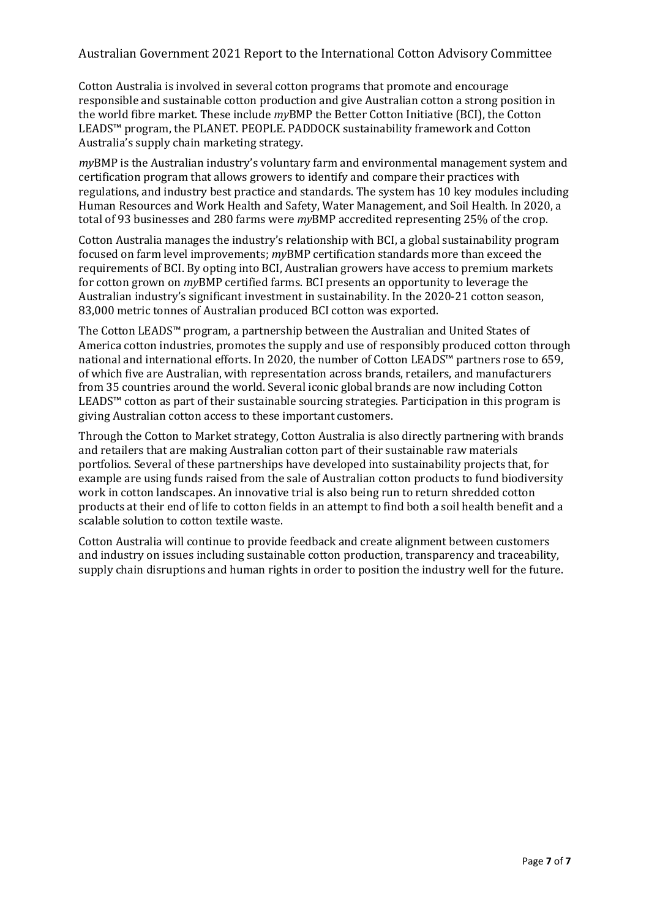Cotton Australia is involved in several cotton programs that promote and encourage responsible and sustainable cotton production and give Australian cotton a strong position in the world fibre market. These include *my*BMP the Better Cotton Initiative (BCI), the Cotton LEADS™ program, the PLANET. PEOPLE. PADDOCK sustainability framework and Cotton Australia's supply chain marketing strategy.

*my*BMP is the Australian industry's voluntary farm and environmental management system and certification program that allows growers to identify and compare their practices with regulations, and industry best practice and standards. The system has 10 key modules including Human Resources and Work Health and Safety, Water Management, and Soil Health. In 2020, a total of 93 businesses and 280 farms were *my*BMP accredited representing 25% of the crop.

Cotton Australia manages the industry's relationship with BCI, a global sustainability program focused on farm level improvements; *my*BMP certification standards more than exceed the requirements of BCI. By opting into BCI, Australian growers have access to premium markets for cotton grown on *my*BMP certified farms. BCI presents an opportunity to leverage the Australian industry's significant investment in sustainability. In the 2020-21 cotton season, 83,000 metric tonnes of Australian produced BCI cotton was exported.

The Cotton LEADS™ program, a partnership between the Australian and United States of America cotton industries, promotes the supply and use of responsibly produced cotton through national and international efforts. In 2020, the number of Cotton LEADS™ partners rose to 659, of which five are Australian, with representation across brands, retailers, and manufacturers from 35 countries around the world. Several iconic global brands are now including Cotton LEADS™ cotton as part of their sustainable sourcing strategies. Participation in this program is giving Australian cotton access to these important customers.

Through the Cotton to Market strategy, Cotton Australia is also directly partnering with brands and retailers that are making Australian cotton part of their sustainable raw materials portfolios. Several of these partnerships have developed into sustainability projects that, for example are using funds raised from the sale of Australian cotton products to fund biodiversity work in cotton landscapes. An innovative trial is also being run to return shredded cotton products at their end of life to cotton fields in an attempt to find both a soil health benefit and a scalable solution to cotton textile waste.

Cotton Australia will continue to provide feedback and create alignment between customers and industry on issues including sustainable cotton production, transparency and traceability, supply chain disruptions and human rights in order to position the industry well for the future.